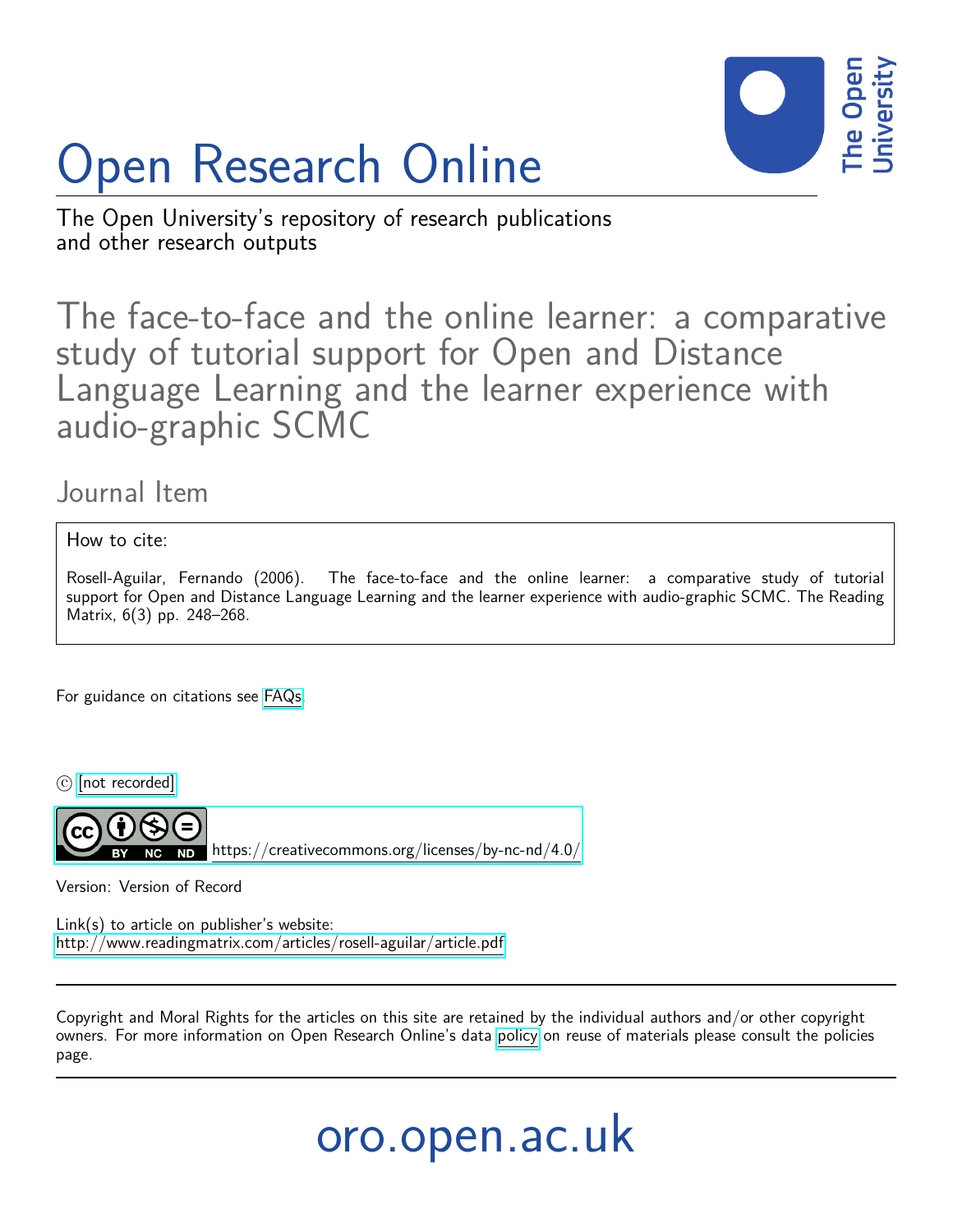# Open Research Online

The Open University's repository of research publications and other research outputs

## The face-to-face and the online learner: a comparative study of tutorial support for Open and Distance Language Learning and the learner experience with audio-graphic SCMC

Journal Item

How to cite:

Rosell-Aguilar, Fernando (2006). The face-to-face and the online learner: a comparative study of tutorial support for Open and Distance Language Learning and the learner experience with audio-graphic SCMC. The Reading Matrix, 6(3) pp. 248–268.

For guidance on citations see FAQs.

© [not recorded]

https://creativecommons.org/licenses/by-nc-nd/4.0/

Version: Version of Record

Link(s) to article on publisher's website:
http://www.readingmatrix.com/articles/rosell-aguilar/article.pdf

Copyright and Moral Rights for the articles on this site are retained by the individual authors and/or other copyright owners. For more information on Open Research Online's data policy on reuse of materials please consult the policies page.

oro.open.ac.uk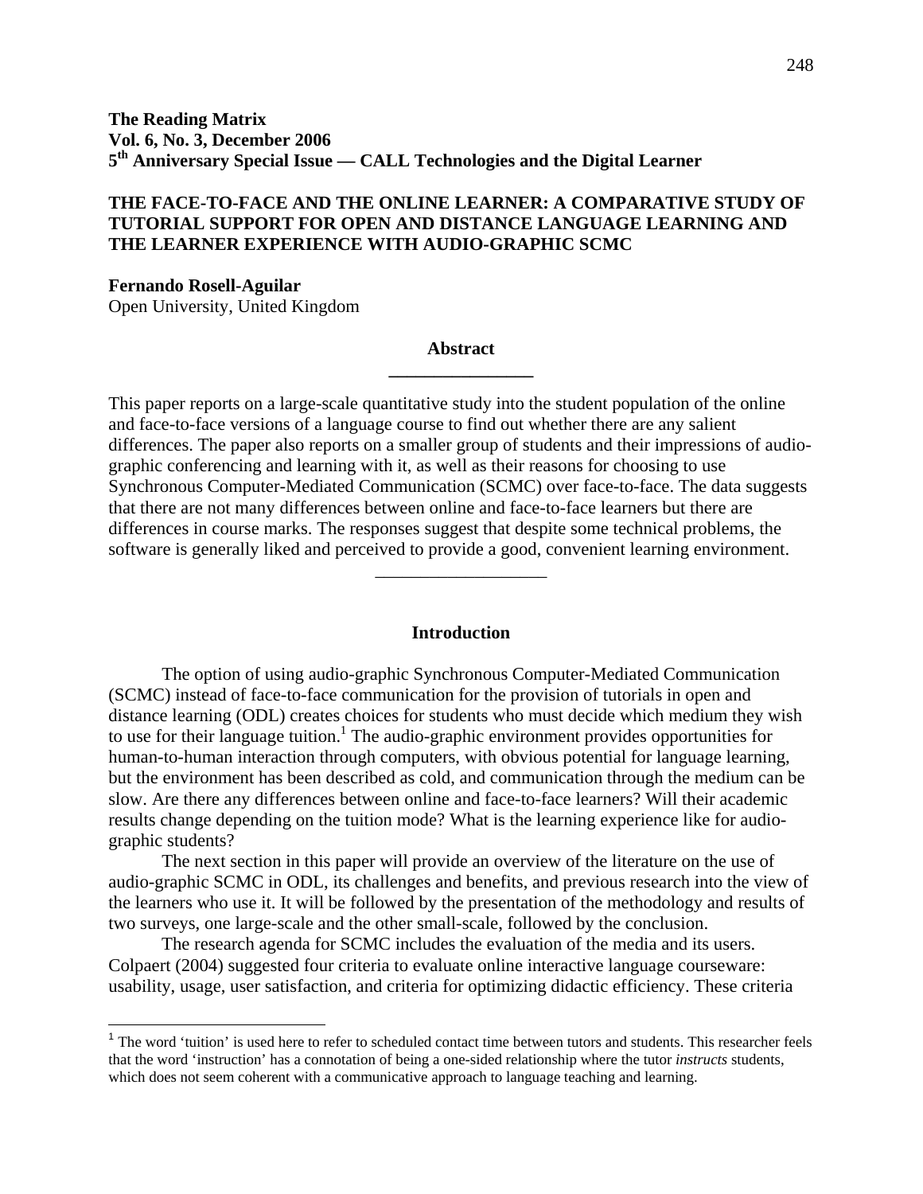**The Reading Matrix**
**Vol. 6, No. 3, December 2006**
**5th Anniversary Special Issue — CALL Technologies and the Digital Learner**

# THE FACE-TO-FACE AND THE ONLINE LEARNER: A COMPARATIVE STUDY OF TUTORIAL SUPPORT FOR OPEN AND DISTANCE LANGUAGE LEARNING AND THE LEARNER EXPERIENCE WITH AUDIO-GRAPHIC SCMC

**Fernando Rosell-Aguilar**
Open University, United Kingdom

## Abstract

This paper reports on a large-scale quantitative study into the student population of the online and face-to-face versions of a language course to find out whether there are any salient differences. The paper also reports on a smaller group of students and their impressions of audio-graphic conferencing and learning with it, as well as their reasons for choosing to use Synchronous Computer-Mediated Communication (SCMC) over face-to-face. The data suggests that there are not many differences between online and face-to-face learners but there are differences in course marks. The responses suggest that despite some technical problems, the software is generally liked and perceived to provide a good, convenient learning environment.

## Introduction

The option of using audio-graphic Synchronous Computer-Mediated Communication (SCMC) instead of face-to-face communication for the provision of tutorials in open and distance learning (ODL) creates choices for students who must decide which medium they wish to use for their language tuition.[1] The audio-graphic environment provides opportunities for human-to-human interaction through computers, with obvious potential for language learning, but the environment has been described as cold, and communication through the medium can be slow. Are there any differences between online and face-to-face learners? Will their academic results change depending on the tuition mode? What is the learning experience like for audio-graphic students?

The next section in this paper will provide an overview of the literature on the use of audio-graphic SCMC in ODL, its challenges and benefits, and previous research into the view of the learners who use it. It will be followed by the presentation of the methodology and results of two surveys, one large-scale and the other small-scale, followed by the conclusion.

The research agenda for SCMC includes the evaluation of the media and its users. Colpaert (2004) suggested four criteria to evaluate online interactive language courseware: usability, usage, user satisfaction, and criteria for optimizing didactic efficiency. These criteria

[1] The word 'tuition' is used here to refer to scheduled contact time between tutors and students. This researcher feels that the word 'instruction' has a connotation of being a one-sided relationship where the tutor *instructs* students, which does not seem coherent with a communicative approach to language teaching and learning.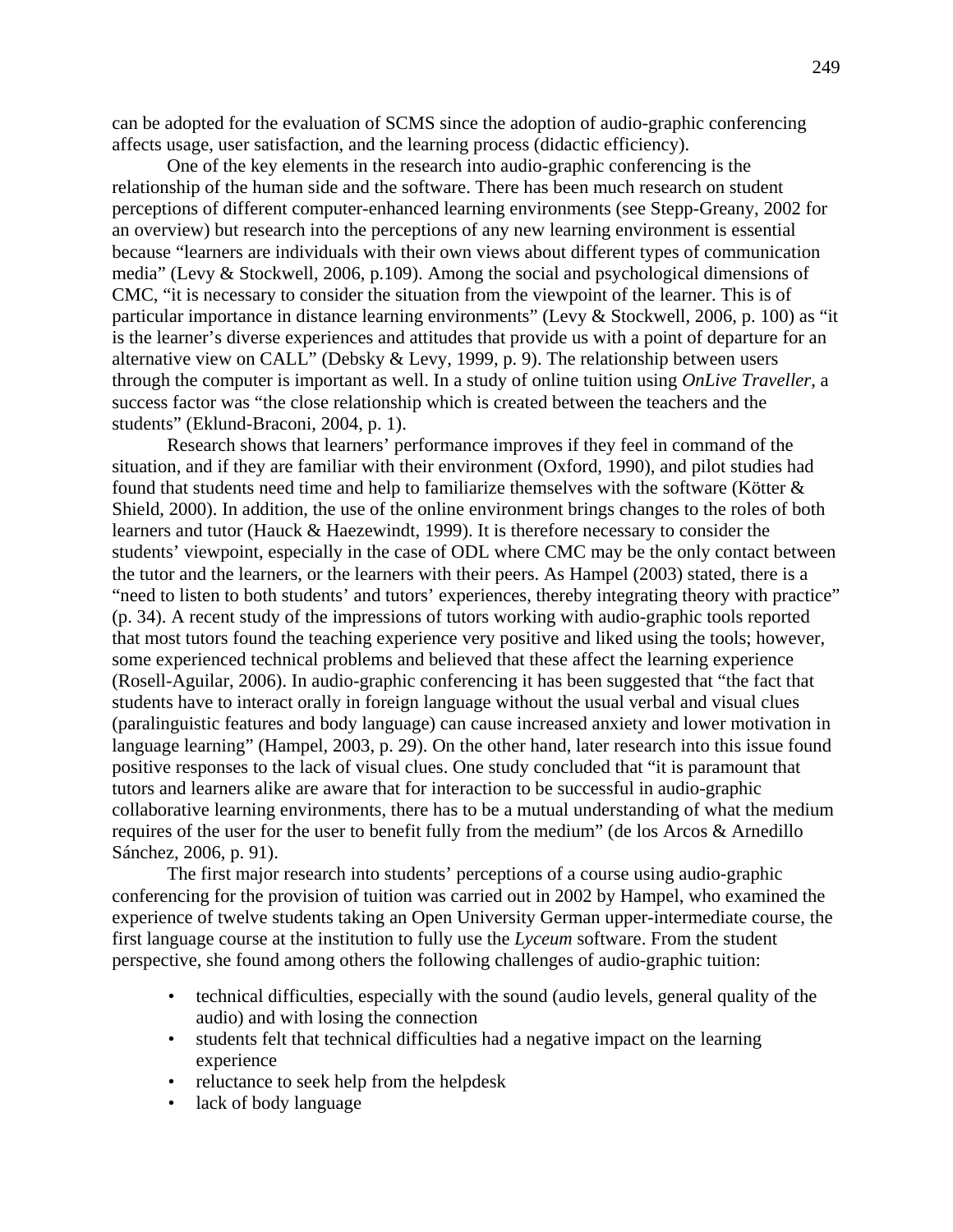can be adopted for the evaluation of SCMS since the adoption of audio-graphic conferencing affects usage, user satisfaction, and the learning process (didactic efficiency).

One of the key elements in the research into audio-graphic conferencing is the relationship of the human side and the software. There has been much research on student perceptions of different computer-enhanced learning environments (see Stepp-Greany, 2002 for an overview) but research into the perceptions of any new learning environment is essential because "learners are individuals with their own views about different types of communication media" (Levy & Stockwell, 2006, p.109). Among the social and psychological dimensions of CMC, "it is necessary to consider the situation from the viewpoint of the learner. This is of particular importance in distance learning environments" (Levy & Stockwell, 2006, p. 100) as "it is the learner's diverse experiences and attitudes that provide us with a point of departure for an alternative view on CALL" (Debsky & Levy, 1999, p. 9). The relationship between users through the computer is important as well. In a study of online tuition using *OnLive Traveller*, a success factor was "the close relationship which is created between the teachers and the students" (Eklund-Braconi, 2004, p. 1).

Research shows that learners' performance improves if they feel in command of the situation, and if they are familiar with their environment (Oxford, 1990), and pilot studies had found that students need time and help to familiarize themselves with the software (Kötter & Shield, 2000). In addition, the use of the online environment brings changes to the roles of both learners and tutor (Hauck & Haezewindt, 1999). It is therefore necessary to consider the students' viewpoint, especially in the case of ODL where CMC may be the only contact between the tutor and the learners, or the learners with their peers. As Hampel (2003) stated, there is a "need to listen to both students' and tutors' experiences, thereby integrating theory with practice" (p. 34). A recent study of the impressions of tutors working with audio-graphic tools reported that most tutors found the teaching experience very positive and liked using the tools; however, some experienced technical problems and believed that these affect the learning experience (Rosell-Aguilar, 2006). In audio-graphic conferencing it has been suggested that "the fact that students have to interact orally in foreign language without the usual verbal and visual clues (paralinguistic features and body language) can cause increased anxiety and lower motivation in language learning" (Hampel, 2003, p. 29). On the other hand, later research into this issue found positive responses to the lack of visual clues. One study concluded that "it is paramount that tutors and learners alike are aware that for interaction to be successful in audio-graphic collaborative learning environments, there has to be a mutual understanding of what the medium requires of the user for the user to benefit fully from the medium" (de los Arcos & Arnedillo Sánchez, 2006, p. 91).

The first major research into students' perceptions of a course using audio-graphic conferencing for the provision of tuition was carried out in 2002 by Hampel, who examined the experience of twelve students taking an Open University German upper-intermediate course, the first language course at the institution to fully use the *Lyceum* software. From the student perspective, she found among others the following challenges of audio-graphic tuition:

- technical difficulties, especially with the sound (audio levels, general quality of the audio) and with losing the connection
- students felt that technical difficulties had a negative impact on the learning experience
- reluctance to seek help from the helpdesk
- lack of body language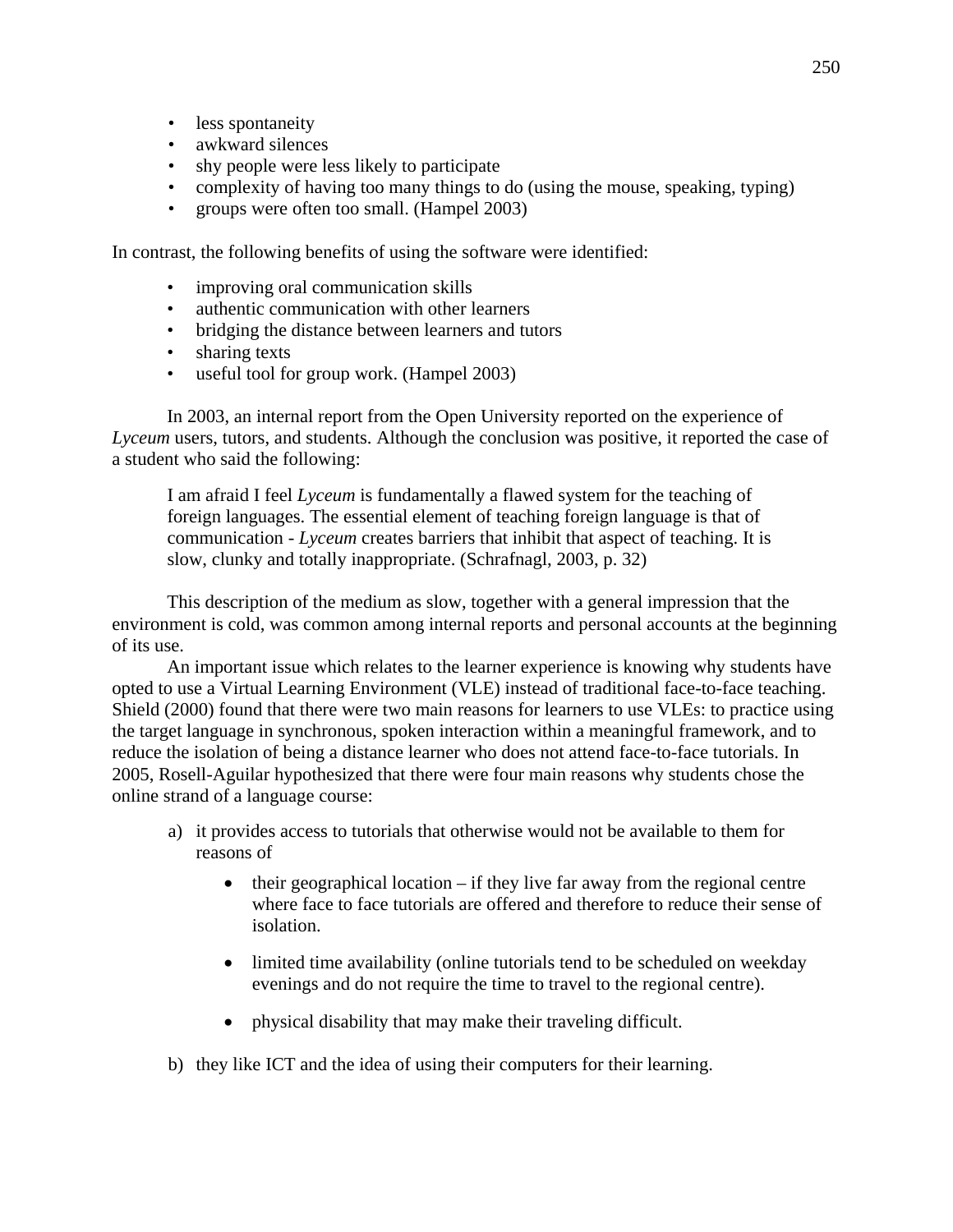- less spontaneity
- awkward silences
- shy people were less likely to participate
- complexity of having too many things to do (using the mouse, speaking, typing)
- groups were often too small. (Hampel 2003)

In contrast, the following benefits of using the software were identified:

- improving oral communication skills
- authentic communication with other learners
- bridging the distance between learners and tutors
- sharing texts
- useful tool for group work. (Hampel 2003)

In 2003, an internal report from the Open University reported on the experience of *Lyceum* users, tutors, and students. Although the conclusion was positive, it reported the case of a student who said the following:

> I am afraid I feel *Lyceum* is fundamentally a flawed system for the teaching of foreign languages. The essential element of teaching foreign language is that of communication - *Lyceum* creates barriers that inhibit that aspect of teaching. It is slow, clunky and totally inappropriate. (Schrafnagl, 2003, p. 32)

This description of the medium as slow, together with a general impression that the environment is cold, was common among internal reports and personal accounts at the beginning of its use.

An important issue which relates to the learner experience is knowing why students have opted to use a Virtual Learning Environment (VLE) instead of traditional face-to-face teaching. Shield (2000) found that there were two main reasons for learners to use VLEs: to practice using the target language in synchronous, spoken interaction within a meaningful framework, and to reduce the isolation of being a distance learner who does not attend face-to-face tutorials. In 2005, Rosell-Aguilar hypothesized that there were four main reasons why students chose the online strand of a language course:

a) it provides access to tutorials that otherwise would not be available to them for reasons of

    - their geographical location – if they live far away from the regional centre where face to face tutorials are offered and therefore to reduce their sense of isolation.

    - limited time availability (online tutorials tend to be scheduled on weekday evenings and do not require the time to travel to the regional centre).

    - physical disability that may make their traveling difficult.

b) they like ICT and the idea of using their computers for their learning.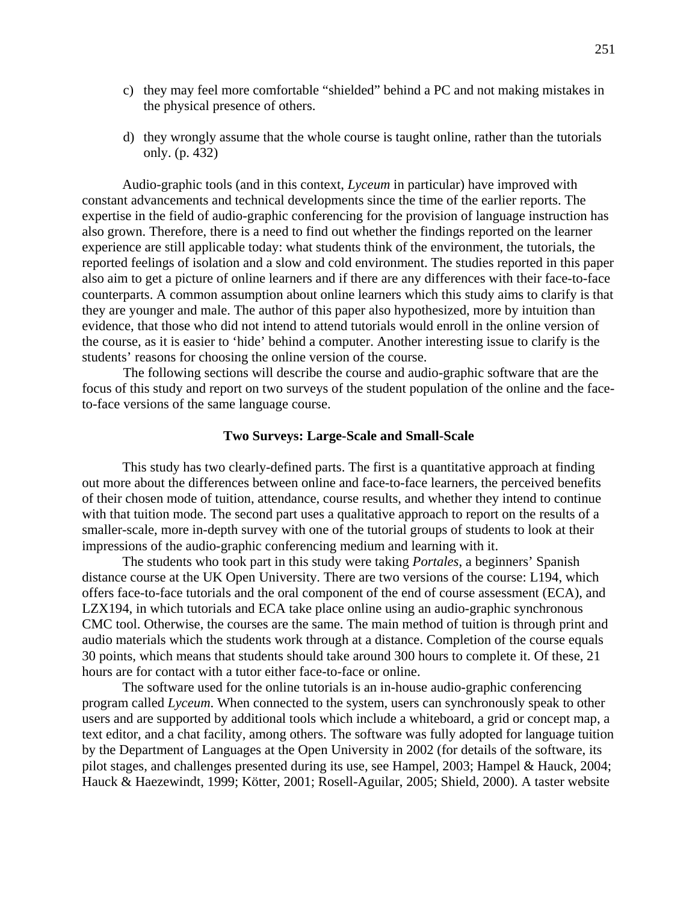c) they may feel more comfortable "shielded" behind a PC and not making mistakes in the physical presence of others.

d) they wrongly assume that the whole course is taught online, rather than the tutorials only. (p. 432)

Audio-graphic tools (and in this context, *Lyceum* in particular) have improved with constant advancements and technical developments since the time of the earlier reports. The expertise in the field of audio-graphic conferencing for the provision of language instruction has also grown. Therefore, there is a need to find out whether the findings reported on the learner experience are still applicable today: what students think of the environment, the tutorials, the reported feelings of isolation and a slow and cold environment. The studies reported in this paper also aim to get a picture of online learners and if there are any differences with their face-to-face counterparts. A common assumption about online learners which this study aims to clarify is that they are younger and male. The author of this paper also hypothesized, more by intuition than evidence, that those who did not intend to attend tutorials would enroll in the online version of the course, as it is easier to 'hide' behind a computer. Another interesting issue to clarify is the students' reasons for choosing the online version of the course.

The following sections will describe the course and audio-graphic software that are the focus of this study and report on two surveys of the student population of the online and the face-to-face versions of the same language course.

## Two Surveys: Large-Scale and Small-Scale

This study has two clearly-defined parts. The first is a quantitative approach at finding out more about the differences between online and face-to-face learners, the perceived benefits of their chosen mode of tuition, attendance, course results, and whether they intend to continue with that tuition mode. The second part uses a qualitative approach to report on the results of a smaller-scale, more in-depth survey with one of the tutorial groups of students to look at their impressions of the audio-graphic conferencing medium and learning with it.

The students who took part in this study were taking *Portales*, a beginners' Spanish distance course at the UK Open University. There are two versions of the course: L194, which offers face-to-face tutorials and the oral component of the end of course assessment (ECA), and LZX194, in which tutorials and ECA take place online using an audio-graphic synchronous CMC tool. Otherwise, the courses are the same. The main method of tuition is through print and audio materials which the students work through at a distance. Completion of the course equals 30 points, which means that students should take around 300 hours to complete it. Of these, 21 hours are for contact with a tutor either face-to-face or online.

The software used for the online tutorials is an in-house audio-graphic conferencing program called *Lyceum*. When connected to the system, users can synchronously speak to other users and are supported by additional tools which include a whiteboard, a grid or concept map, a text editor, and a chat facility, among others. The software was fully adopted for language tuition by the Department of Languages at the Open University in 2002 (for details of the software, its pilot stages, and challenges presented during its use, see Hampel, 2003; Hampel & Hauck, 2004; Hauck & Haezewindt, 1999; Kötter, 2001; Rosell-Aguilar, 2005; Shield, 2000). A taster website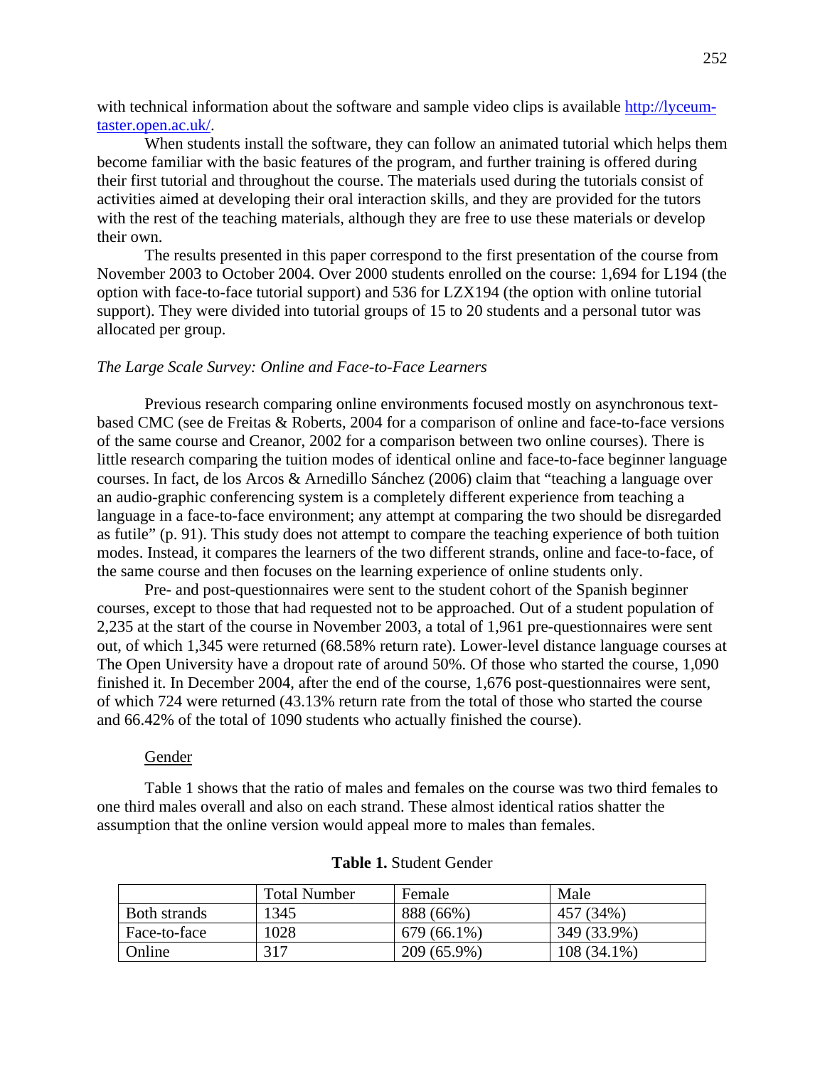with technical information about the software and sample video clips is available [http://lyceum-taster.open.ac.uk/](http://lyceum-taster.open.ac.uk/).

When students install the software, they can follow an animated tutorial which helps them become familiar with the basic features of the program, and further training is offered during their first tutorial and throughout the course. The materials used during the tutorials consist of activities aimed at developing their oral interaction skills, and they are provided for the tutors with the rest of the teaching materials, although they are free to use these materials or develop their own.

The results presented in this paper correspond to the first presentation of the course from November 2003 to October 2004. Over 2000 students enrolled on the course: 1,694 for L194 (the option with face-to-face tutorial support) and 536 for LZX194 (the option with online tutorial support). They were divided into tutorial groups of 15 to 20 students and a personal tutor was allocated per group.

*The Large Scale Survey: Online and Face-to-Face Learners*

Previous research comparing online environments focused mostly on asynchronous text-based CMC (see de Freitas & Roberts, 2004 for a comparison of online and face-to-face versions of the same course and Creanor, 2002 for a comparison between two online courses). There is little research comparing the tuition modes of identical online and face-to-face beginner language courses. In fact, de los Arcos & Arnedillo Sánchez (2006) claim that "teaching a language over an audio-graphic conferencing system is a completely different experience from teaching a language in a face-to-face environment; any attempt at comparing the two should be disregarded as futile" (p. 91). This study does not attempt to compare the teaching experience of both tuition modes. Instead, it compares the learners of the two different strands, online and face-to-face, of the same course and then focuses on the learning experience of online students only.

Pre- and post-questionnaires were sent to the student cohort of the Spanish beginner courses, except to those that had requested not to be approached. Out of a student population of 2,235 at the start of the course in November 2003, a total of 1,961 pre-questionnaires were sent out, of which 1,345 were returned (68.58% return rate). Lower-level distance language courses at The Open University have a dropout rate of around 50%. Of those who started the course, 1,090 finished it. In December 2004, after the end of the course, 1,676 post-questionnaires were sent, of which 724 were returned (43.13% return rate from the total of those who started the course and 66.42% of the total of 1090 students who actually finished the course).

Gender

Table 1 shows that the ratio of males and females on the course was two third females to one third males overall and also on each strand. These almost identical ratios shatter the assumption that the online version would appeal more to males than females.

**Table 1.** Student Gender

| | Total Number | Female | Male |
|---|---|---|---|
| Both strands | 1345 | 888 (66%) | 457 (34%) |
| Face-to-face | 1028 | 679 (66.1%) | 349 (33.9%) |
| Online | 317 | 209 (65.9%) | 108 (34.1%) |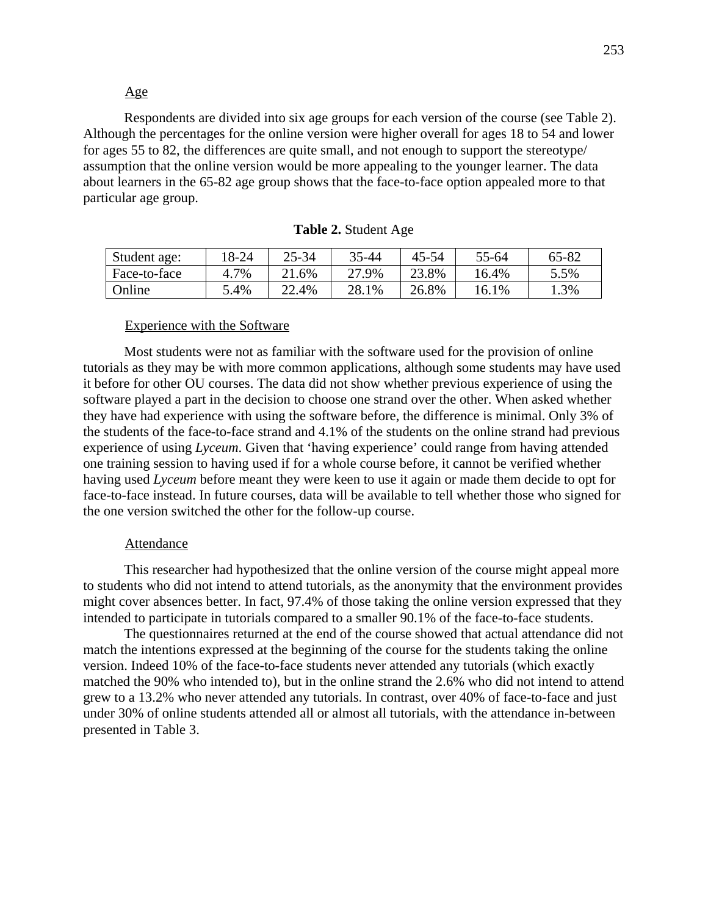### Age

Respondents are divided into six age groups for each version of the course (see Table 2). Although the percentages for the online version were higher overall for ages 18 to 54 and lower for ages 55 to 82, the differences are quite small, and not enough to support the stereotype/ assumption that the online version would be more appealing to the younger learner. The data about learners in the 65-82 age group shows that the face-to-face option appealed more to that particular age group.

**Table 2.** Student Age

| Student age: | 18-24 | 25-34 | 35-44 | 45-54 | 55-64 | 65-82 |
|---|---|---|---|---|---|---|
| Face-to-face | 4.7% | 21.6% | 27.9% | 23.8% | 16.4% | 5.5% |
| Online | 5.4% | 22.4% | 28.1% | 26.8% | 16.1% | 1.3% |

### Experience with the Software

Most students were not as familiar with the software used for the provision of online tutorials as they may be with more common applications, although some students may have used it before for other OU courses. The data did not show whether previous experience of using the software played a part in the decision to choose one strand over the other. When asked whether they have had experience with using the software before, the difference is minimal. Only 3% of the students of the face-to-face strand and 4.1% of the students on the online strand had previous experience of using *Lyceum*. Given that 'having experience' could range from having attended one training session to having used if for a whole course before, it cannot be verified whether having used *Lyceum* before meant they were keen to use it again or made them decide to opt for face-to-face instead. In future courses, data will be available to tell whether those who signed for the one version switched the other for the follow-up course.

### Attendance

This researcher had hypothesized that the online version of the course might appeal more to students who did not intend to attend tutorials, as the anonymity that the environment provides might cover absences better. In fact, 97.4% of those taking the online version expressed that they intended to participate in tutorials compared to a smaller 90.1% of the face-to-face students.

The questionnaires returned at the end of the course showed that actual attendance did not match the intentions expressed at the beginning of the course for the students taking the online version. Indeed 10% of the face-to-face students never attended any tutorials (which exactly matched the 90% who intended to), but in the online strand the 2.6% who did not intend to attend grew to a 13.2% who never attended any tutorials. In contrast, over 40% of face-to-face and just under 30% of online students attended all or almost all tutorials, with the attendance in-between presented in Table 3.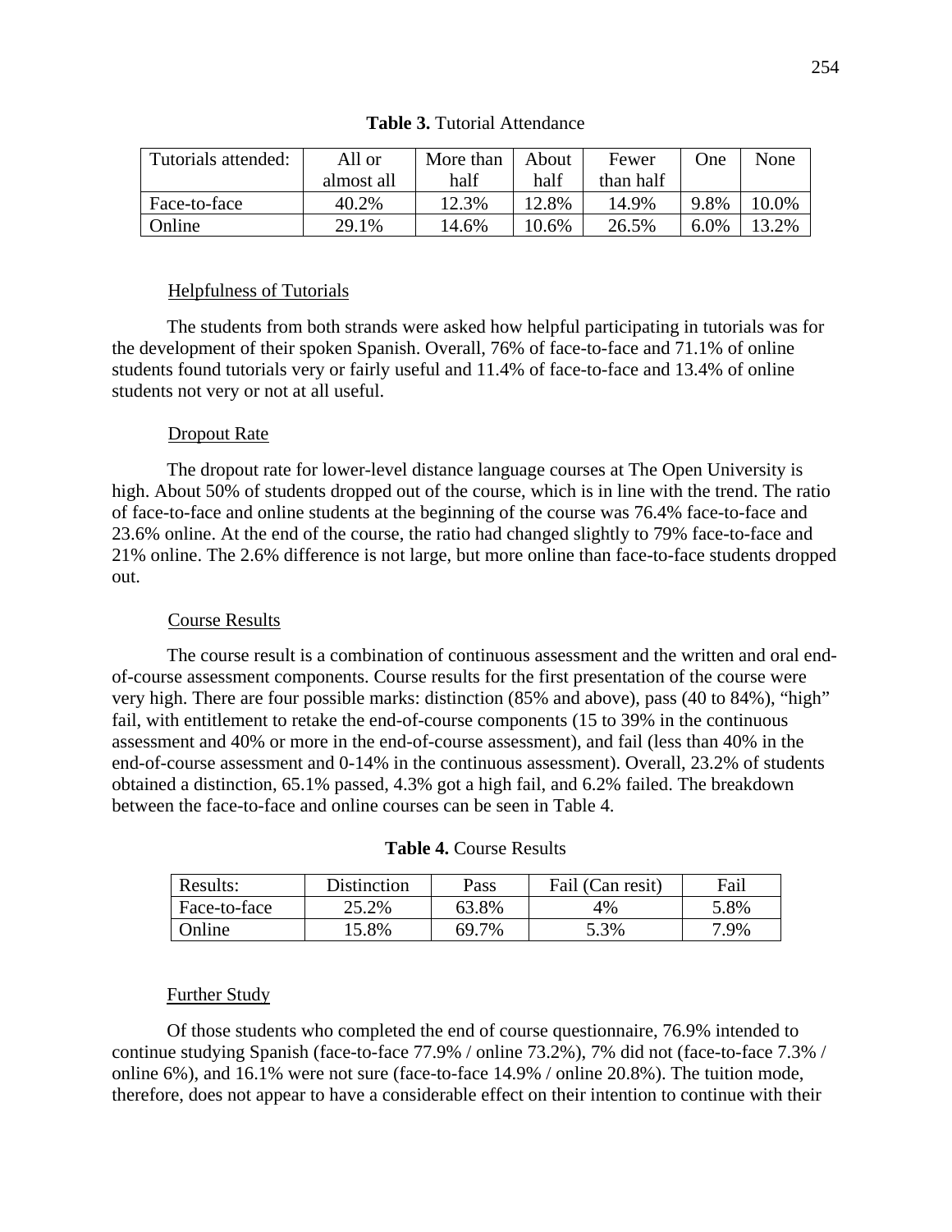**Table 3.** Tutorial Attendance

| Tutorials attended: | All or almost all | More than half | About half | Fewer than half | One | None |
|---|---|---|---|---|---|---|
| Face-to-face | 40.2% | 12.3% | 12.8% | 14.9% | 9.8% | 10.0% |
| Online | 29.1% | 14.6% | 10.6% | 26.5% | 6.0% | 13.2% |

### Helpfulness of Tutorials

The students from both strands were asked how helpful participating in tutorials was for the development of their spoken Spanish. Overall, 76% of face-to-face and 71.1% of online students found tutorials very or fairly useful and 11.4% of face-to-face and 13.4% of online students not very or not at all useful.

### Dropout Rate

The dropout rate for lower-level distance language courses at The Open University is high. About 50% of students dropped out of the course, which is in line with the trend. The ratio of face-to-face and online students at the beginning of the course was 76.4% face-to-face and 23.6% online. At the end of the course, the ratio had changed slightly to 79% face-to-face and 21% online. The 2.6% difference is not large, but more online than face-to-face students dropped out.

### Course Results

The course result is a combination of continuous assessment and the written and oral end-of-course assessment components. Course results for the first presentation of the course were very high. There are four possible marks: distinction (85% and above), pass (40 to 84%), "high" fail, with entitlement to retake the end-of-course components (15 to 39% in the continuous assessment and 40% or more in the end-of-course assessment), and fail (less than 40% in the end-of-course assessment and 0-14% in the continuous assessment). Overall, 23.2% of students obtained a distinction, 65.1% passed, 4.3% got a high fail, and 6.2% failed. The breakdown between the face-to-face and online courses can be seen in Table 4.

**Table 4.** Course Results

| Results: | Distinction | Pass | Fail (Can resit) | Fail |
|---|---|---|---|---|
| Face-to-face | 25.2% | 63.8% | 4% | 5.8% |
| Online | 15.8% | 69.7% | 5.3% | 7.9% |

### Further Study

Of those students who completed the end of course questionnaire, 76.9% intended to continue studying Spanish (face-to-face 77.9% / online 73.2%), 7% did not (face-to-face 7.3% / online 6%), and 16.1% were not sure (face-to-face 14.9% / online 20.8%). The tuition mode, therefore, does not appear to have a considerable effect on their intention to continue with their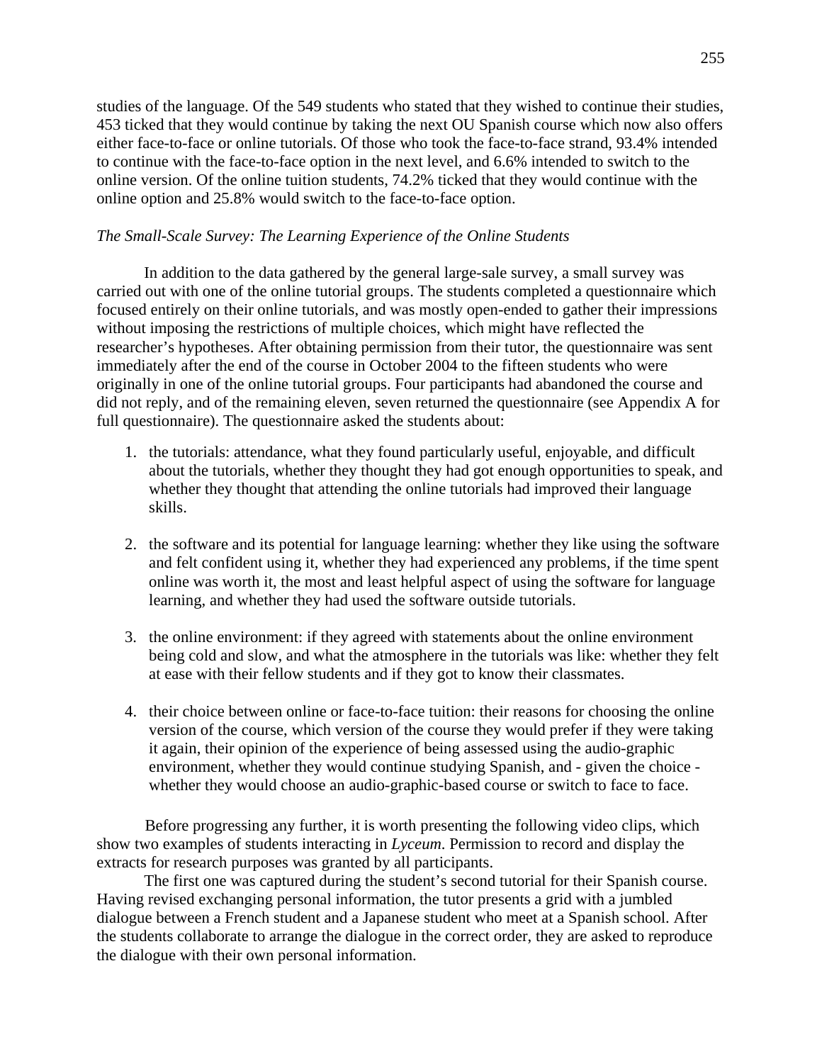studies of the language. Of the 549 students who stated that they wished to continue their studies, 453 ticked that they would continue by taking the next OU Spanish course which now also offers either face-to-face or online tutorials. Of those who took the face-to-face strand, 93.4% intended to continue with the face-to-face option in the next level, and 6.6% intended to switch to the online version. Of the online tuition students, 74.2% ticked that they would continue with the online option and 25.8% would switch to the face-to-face option.

*The Small-Scale Survey: The Learning Experience of the Online Students*

In addition to the data gathered by the general large-sale survey, a small survey was carried out with one of the online tutorial groups. The students completed a questionnaire which focused entirely on their online tutorials, and was mostly open-ended to gather their impressions without imposing the restrictions of multiple choices, which might have reflected the researcher's hypotheses. After obtaining permission from their tutor, the questionnaire was sent immediately after the end of the course in October 2004 to the fifteen students who were originally in one of the online tutorial groups. Four participants had abandoned the course and did not reply, and of the remaining eleven, seven returned the questionnaire (see Appendix A for full questionnaire). The questionnaire asked the students about:

1. the tutorials: attendance, what they found particularly useful, enjoyable, and difficult about the tutorials, whether they thought they had got enough opportunities to speak, and whether they thought that attending the online tutorials had improved their language skills.

2. the software and its potential for language learning: whether they like using the software and felt confident using it, whether they had experienced any problems, if the time spent online was worth it, the most and least helpful aspect of using the software for language learning, and whether they had used the software outside tutorials.

3. the online environment: if they agreed with statements about the online environment being cold and slow, and what the atmosphere in the tutorials was like: whether they felt at ease with their fellow students and if they got to know their classmates.

4. their choice between online or face-to-face tuition: their reasons for choosing the online version of the course, which version of the course they would prefer if they were taking it again, their opinion of the experience of being assessed using the audio-graphic environment, whether they would continue studying Spanish, and - given the choice - whether they would choose an audio-graphic-based course or switch to face to face.

Before progressing any further, it is worth presenting the following video clips, which show two examples of students interacting in *Lyceum*. Permission to record and display the extracts for research purposes was granted by all participants.

The first one was captured during the student's second tutorial for their Spanish course. Having revised exchanging personal information, the tutor presents a grid with a jumbled dialogue between a French student and a Japanese student who meet at a Spanish school. After the students collaborate to arrange the dialogue in the correct order, they are asked to reproduce the dialogue with their own personal information.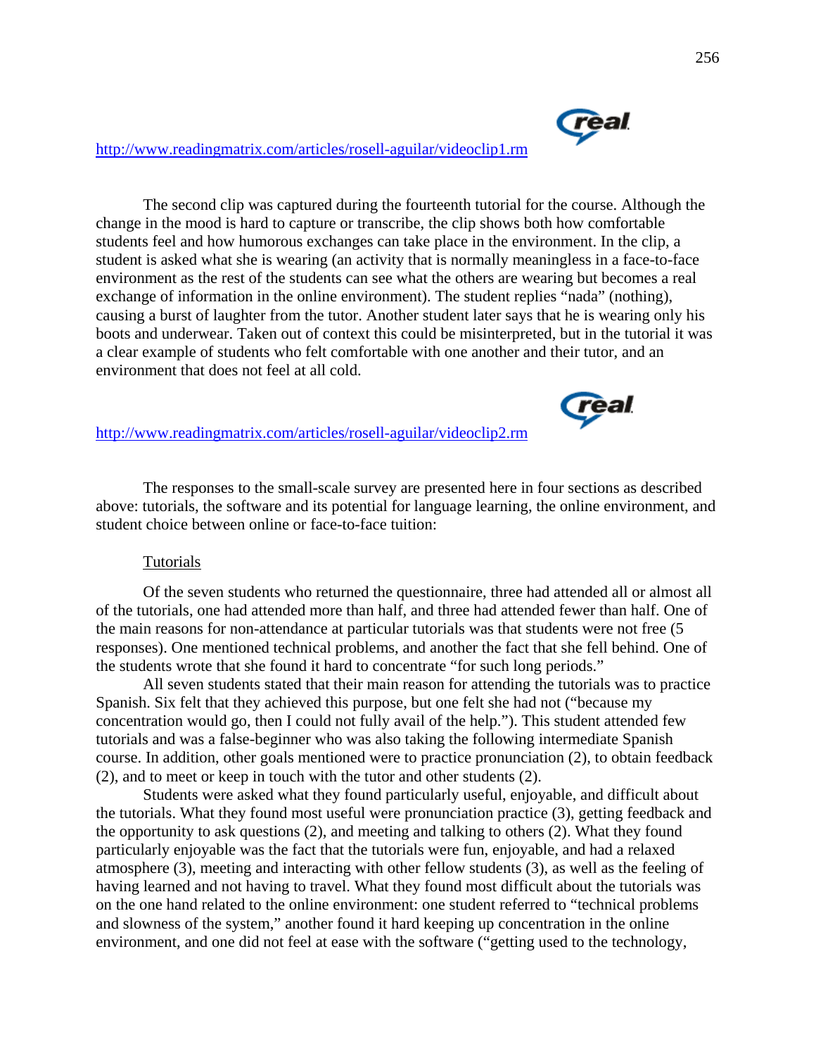http://www.readingmatrix.com/articles/rosell-aguilar/videoclip1.rm

The second clip was captured during the fourteenth tutorial for the course. Although the change in the mood is hard to capture or transcribe, the clip shows both how comfortable students feel and how humorous exchanges can take place in the environment. In the clip, a student is asked what she is wearing (an activity that is normally meaningless in a face-to-face environment as the rest of the students can see what the others are wearing but becomes a real exchange of information in the online environment). The student replies "nada" (nothing), causing a burst of laughter from the tutor. Another student later says that he is wearing only his boots and underwear. Taken out of context this could be misinterpreted, but in the tutorial it was a clear example of students who felt comfortable with one another and their tutor, and an environment that does not feel at all cold.

http://www.readingmatrix.com/articles/rosell-aguilar/videoclip2.rm

The responses to the small-scale survey are presented here in four sections as described above: tutorials, the software and its potential for language learning, the online environment, and student choice between online or face-to-face tuition:

Tutorials

Of the seven students who returned the questionnaire, three had attended all or almost all of the tutorials, one had attended more than half, and three had attended fewer than half. One of the main reasons for non-attendance at particular tutorials was that students were not free (5 responses). One mentioned technical problems, and another the fact that she fell behind. One of the students wrote that she found it hard to concentrate "for such long periods."

All seven students stated that their main reason for attending the tutorials was to practice Spanish. Six felt that they achieved this purpose, but one felt she had not ("because my concentration would go, then I could not fully avail of the help."). This student attended few tutorials and was a false-beginner who was also taking the following intermediate Spanish course. In addition, other goals mentioned were to practice pronunciation (2), to obtain feedback (2), and to meet or keep in touch with the tutor and other students (2).

Students were asked what they found particularly useful, enjoyable, and difficult about the tutorials. What they found most useful were pronunciation practice (3), getting feedback and the opportunity to ask questions (2), and meeting and talking to others (2). What they found particularly enjoyable was the fact that the tutorials were fun, enjoyable, and had a relaxed atmosphere (3), meeting and interacting with other fellow students (3), as well as the feeling of having learned and not having to travel. What they found most difficult about the tutorials was on the one hand related to the online environment: one student referred to "technical problems and slowness of the system," another found it hard keeping up concentration in the online environment, and one did not feel at ease with the software ("getting used to the technology,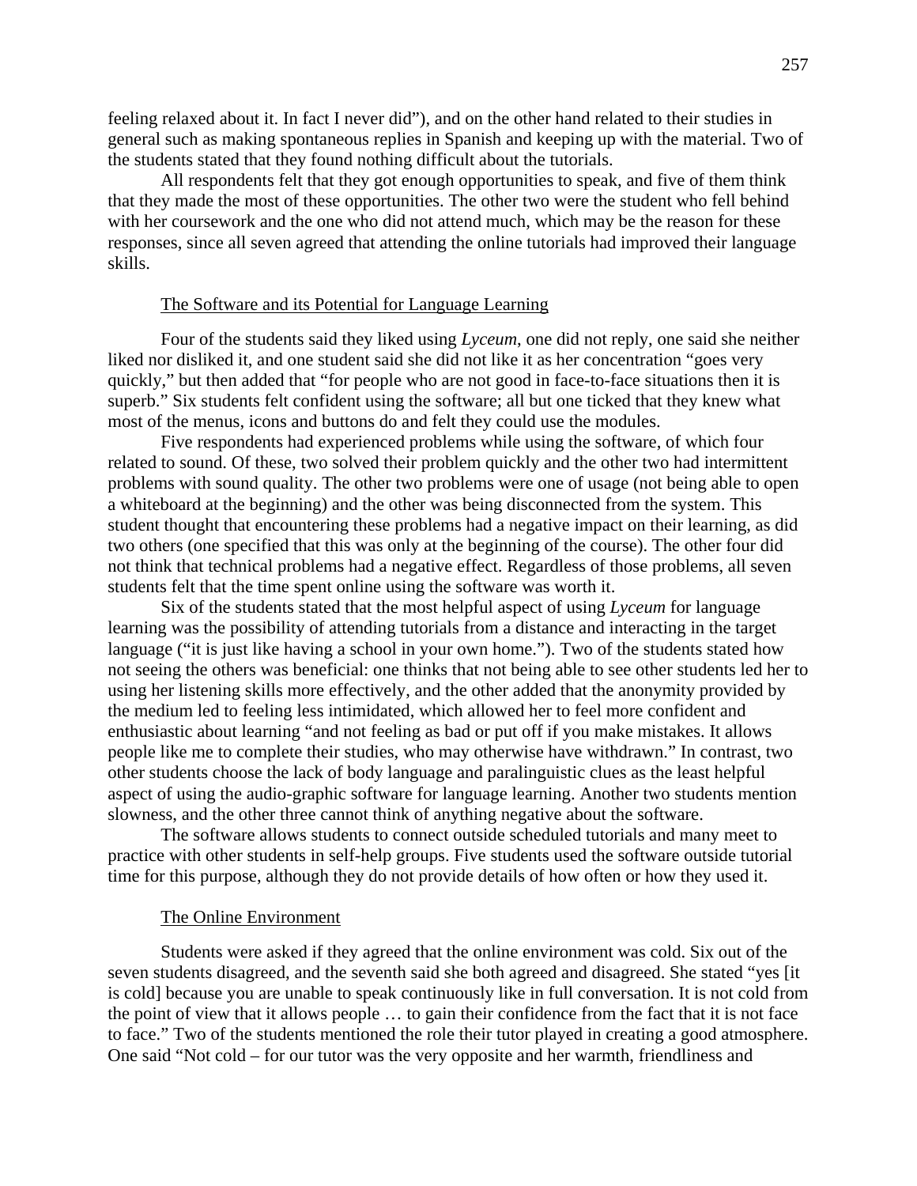feeling relaxed about it. In fact I never did"), and on the other hand related to their studies in general such as making spontaneous replies in Spanish and keeping up with the material. Two of the students stated that they found nothing difficult about the tutorials.

All respondents felt that they got enough opportunities to speak, and five of them think that they made the most of these opportunities. The other two were the student who fell behind with her coursework and the one who did not attend much, which may be the reason for these responses, since all seven agreed that attending the online tutorials had improved their language skills.

### The Software and its Potential for Language Learning

Four of the students said they liked using *Lyceum*, one did not reply, one said she neither liked nor disliked it, and one student said she did not like it as her concentration "goes very quickly," but then added that "for people who are not good in face-to-face situations then it is superb." Six students felt confident using the software; all but one ticked that they knew what most of the menus, icons and buttons do and felt they could use the modules.

Five respondents had experienced problems while using the software, of which four related to sound. Of these, two solved their problem quickly and the other two had intermittent problems with sound quality. The other two problems were one of usage (not being able to open a whiteboard at the beginning) and the other was being disconnected from the system. This student thought that encountering these problems had a negative impact on their learning, as did two others (one specified that this was only at the beginning of the course). The other four did not think that technical problems had a negative effect. Regardless of those problems, all seven students felt that the time spent online using the software was worth it.

Six of the students stated that the most helpful aspect of using *Lyceum* for language learning was the possibility of attending tutorials from a distance and interacting in the target language ("it is just like having a school in your own home."). Two of the students stated how not seeing the others was beneficial: one thinks that not being able to see other students led her to using her listening skills more effectively, and the other added that the anonymity provided by the medium led to feeling less intimidated, which allowed her to feel more confident and enthusiastic about learning "and not feeling as bad or put off if you make mistakes. It allows people like me to complete their studies, who may otherwise have withdrawn." In contrast, two other students choose the lack of body language and paralinguistic clues as the least helpful aspect of using the audio-graphic software for language learning. Another two students mention slowness, and the other three cannot think of anything negative about the software.

The software allows students to connect outside scheduled tutorials and many meet to practice with other students in self-help groups. Five students used the software outside tutorial time for this purpose, although they do not provide details of how often or how they used it.

### The Online Environment

Students were asked if they agreed that the online environment was cold. Six out of the seven students disagreed, and the seventh said she both agreed and disagreed. She stated "yes [it is cold] because you are unable to speak continuously like in full conversation. It is not cold from the point of view that it allows people … to gain their confidence from the fact that it is not face to face." Two of the students mentioned the role their tutor played in creating a good atmosphere. One said "Not cold – for our tutor was the very opposite and her warmth, friendliness and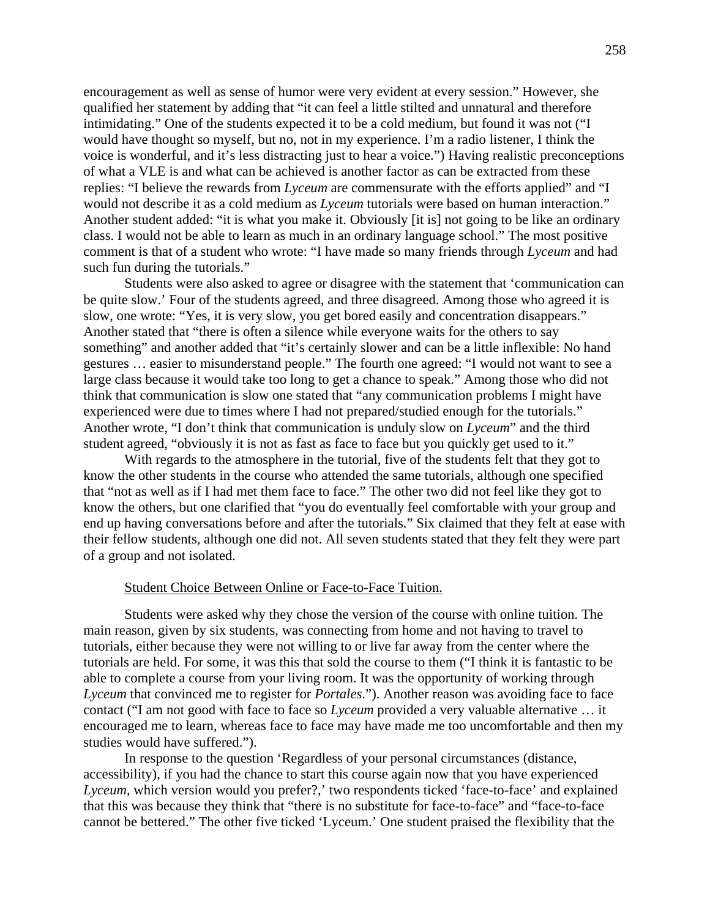encouragement as well as sense of humor were very evident at every session." However, she qualified her statement by adding that "it can feel a little stilted and unnatural and therefore intimidating." One of the students expected it to be a cold medium, but found it was not ("I would have thought so myself, but no, not in my experience. I'm a radio listener, I think the voice is wonderful, and it's less distracting just to hear a voice.") Having realistic preconceptions of what a VLE is and what can be achieved is another factor as can be extracted from these replies: "I believe the rewards from *Lyceum* are commensurate with the efforts applied" and "I would not describe it as a cold medium as *Lyceum* tutorials were based on human interaction." Another student added: "it is what you make it. Obviously [it is] not going to be like an ordinary class. I would not be able to learn as much in an ordinary language school." The most positive comment is that of a student who wrote: "I have made so many friends through *Lyceum* and had such fun during the tutorials."

Students were also asked to agree or disagree with the statement that 'communication can be quite slow.' Four of the students agreed, and three disagreed. Among those who agreed it is slow, one wrote: "Yes, it is very slow, you get bored easily and concentration disappears." Another stated that "there is often a silence while everyone waits for the others to say something" and another added that "it's certainly slower and can be a little inflexible: No hand gestures … easier to misunderstand people." The fourth one agreed: "I would not want to see a large class because it would take too long to get a chance to speak." Among those who did not think that communication is slow one stated that "any communication problems I might have experienced were due to times where I had not prepared/studied enough for the tutorials." Another wrote, "I don't think that communication is unduly slow on *Lyceum*" and the third student agreed, "obviously it is not as fast as face to face but you quickly get used to it."

With regards to the atmosphere in the tutorial, five of the students felt that they got to know the other students in the course who attended the same tutorials, although one specified that "not as well as if I had met them face to face." The other two did not feel like they got to know the others, but one clarified that "you do eventually feel comfortable with your group and end up having conversations before and after the tutorials." Six claimed that they felt at ease with their fellow students, although one did not. All seven students stated that they felt they were part of a group and not isolated.

#### Student Choice Between Online or Face-to-Face Tuition.

Students were asked why they chose the version of the course with online tuition. The main reason, given by six students, was connecting from home and not having to travel to tutorials, either because they were not willing to or live far away from the center where the tutorials are held. For some, it was this that sold the course to them ("I think it is fantastic to be able to complete a course from your living room. It was the opportunity of working through *Lyceum* that convinced me to register for *Portales*."). Another reason was avoiding face to face contact ("I am not good with face to face so *Lyceum* provided a very valuable alternative … it encouraged me to learn, whereas face to face may have made me too uncomfortable and then my studies would have suffered.").

In response to the question 'Regardless of your personal circumstances (distance, accessibility), if you had the chance to start this course again now that you have experienced *Lyceum*, which version would you prefer?,' two respondents ticked 'face-to-face' and explained that this was because they think that "there is no substitute for face-to-face" and "face-to-face cannot be bettered." The other five ticked 'Lyceum.' One student praised the flexibility that the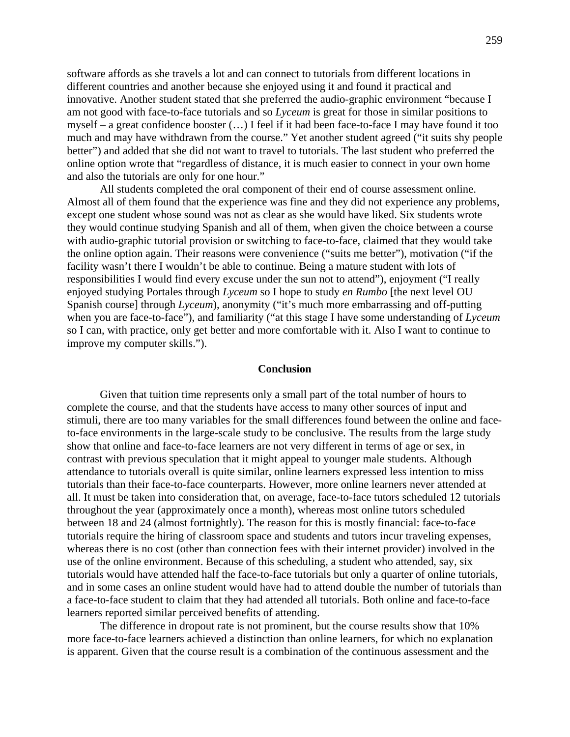software affords as she travels a lot and can connect to tutorials from different locations in different countries and another because she enjoyed using it and found it practical and innovative. Another student stated that she preferred the audio-graphic environment "because I am not good with face-to-face tutorials and so *Lyceum* is great for those in similar positions to myself – a great confidence booster (…) I feel if it had been face-to-face I may have found it too much and may have withdrawn from the course." Yet another student agreed ("it suits shy people better") and added that she did not want to travel to tutorials. The last student who preferred the online option wrote that "regardless of distance, it is much easier to connect in your own home and also the tutorials are only for one hour."

All students completed the oral component of their end of course assessment online. Almost all of them found that the experience was fine and they did not experience any problems, except one student whose sound was not as clear as she would have liked. Six students wrote they would continue studying Spanish and all of them, when given the choice between a course with audio-graphic tutorial provision or switching to face-to-face, claimed that they would take the online option again. Their reasons were convenience ("suits me better"), motivation ("if the facility wasn't there I wouldn't be able to continue. Being a mature student with lots of responsibilities I would find every excuse under the sun not to attend"), enjoyment ("I really enjoyed studying Portales through *Lyceum* so I hope to study *en Rumbo* [the next level OU Spanish course] through *Lyceum*), anonymity ("it's much more embarrassing and off-putting when you are face-to-face"), and familiarity ("at this stage I have some understanding of *Lyceum* so I can, with practice, only get better and more comfortable with it. Also I want to continue to improve my computer skills.").

## Conclusion

Given that tuition time represents only a small part of the total number of hours to complete the course, and that the students have access to many other sources of input and stimuli, there are too many variables for the small differences found between the online and face-to-face environments in the large-scale study to be conclusive. The results from the large study show that online and face-to-face learners are not very different in terms of age or sex, in contrast with previous speculation that it might appeal to younger male students. Although attendance to tutorials overall is quite similar, online learners expressed less intention to miss tutorials than their face-to-face counterparts. However, more online learners never attended at all. It must be taken into consideration that, on average, face-to-face tutors scheduled 12 tutorials throughout the year (approximately once a month), whereas most online tutors scheduled between 18 and 24 (almost fortnightly). The reason for this is mostly financial: face-to-face tutorials require the hiring of classroom space and students and tutors incur traveling expenses, whereas there is no cost (other than connection fees with their internet provider) involved in the use of the online environment. Because of this scheduling, a student who attended, say, six tutorials would have attended half the face-to-face tutorials but only a quarter of online tutorials, and in some cases an online student would have had to attend double the number of tutorials than a face-to-face student to claim that they had attended all tutorials. Both online and face-to-face learners reported similar perceived benefits of attending.

The difference in dropout rate is not prominent, but the course results show that 10% more face-to-face learners achieved a distinction than online learners, for which no explanation is apparent. Given that the course result is a combination of the continuous assessment and the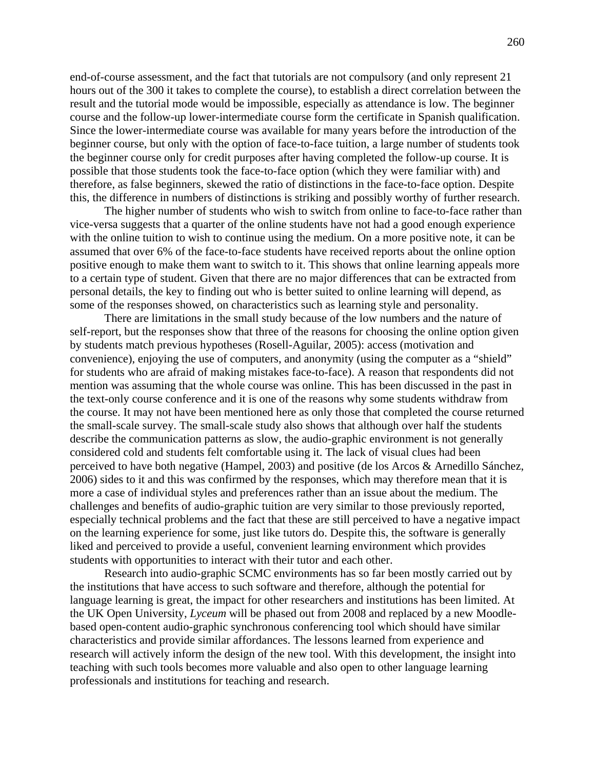end-of-course assessment, and the fact that tutorials are not compulsory (and only represent 21 hours out of the 300 it takes to complete the course), to establish a direct correlation between the result and the tutorial mode would be impossible, especially as attendance is low. The beginner course and the follow-up lower-intermediate course form the certificate in Spanish qualification. Since the lower-intermediate course was available for many years before the introduction of the beginner course, but only with the option of face-to-face tuition, a large number of students took the beginner course only for credit purposes after having completed the follow-up course. It is possible that those students took the face-to-face option (which they were familiar with) and therefore, as false beginners, skewed the ratio of distinctions in the face-to-face option. Despite this, the difference in numbers of distinctions is striking and possibly worthy of further research.

The higher number of students who wish to switch from online to face-to-face rather than vice-versa suggests that a quarter of the online students have not had a good enough experience with the online tuition to wish to continue using the medium. On a more positive note, it can be assumed that over 6% of the face-to-face students have received reports about the online option positive enough to make them want to switch to it. This shows that online learning appeals more to a certain type of student. Given that there are no major differences that can be extracted from personal details, the key to finding out who is better suited to online learning will depend, as some of the responses showed, on characteristics such as learning style and personality.

There are limitations in the small study because of the low numbers and the nature of self-report, but the responses show that three of the reasons for choosing the online option given by students match previous hypotheses (Rosell-Aguilar, 2005): access (motivation and convenience), enjoying the use of computers, and anonymity (using the computer as a "shield" for students who are afraid of making mistakes face-to-face). A reason that respondents did not mention was assuming that the whole course was online. This has been discussed in the past in the text-only course conference and it is one of the reasons why some students withdraw from the course. It may not have been mentioned here as only those that completed the course returned the small-scale survey. The small-scale study also shows that although over half the students describe the communication patterns as slow, the audio-graphic environment is not generally considered cold and students felt comfortable using it. The lack of visual clues had been perceived to have both negative (Hampel, 2003) and positive (de los Arcos & Arnedillo Sánchez, 2006) sides to it and this was confirmed by the responses, which may therefore mean that it is more a case of individual styles and preferences rather than an issue about the medium. The challenges and benefits of audio-graphic tuition are very similar to those previously reported, especially technical problems and the fact that these are still perceived to have a negative impact on the learning experience for some, just like tutors do. Despite this, the software is generally liked and perceived to provide a useful, convenient learning environment which provides students with opportunities to interact with their tutor and each other.

Research into audio-graphic SCMC environments has so far been mostly carried out by the institutions that have access to such software and therefore, although the potential for language learning is great, the impact for other researchers and institutions has been limited. At the UK Open University, *Lyceum* will be phased out from 2008 and replaced by a new Moodle-based open-content audio-graphic synchronous conferencing tool which should have similar characteristics and provide similar affordances. The lessons learned from experience and research will actively inform the design of the new tool. With this development, the insight into teaching with such tools becomes more valuable and also open to other language learning professionals and institutions for teaching and research.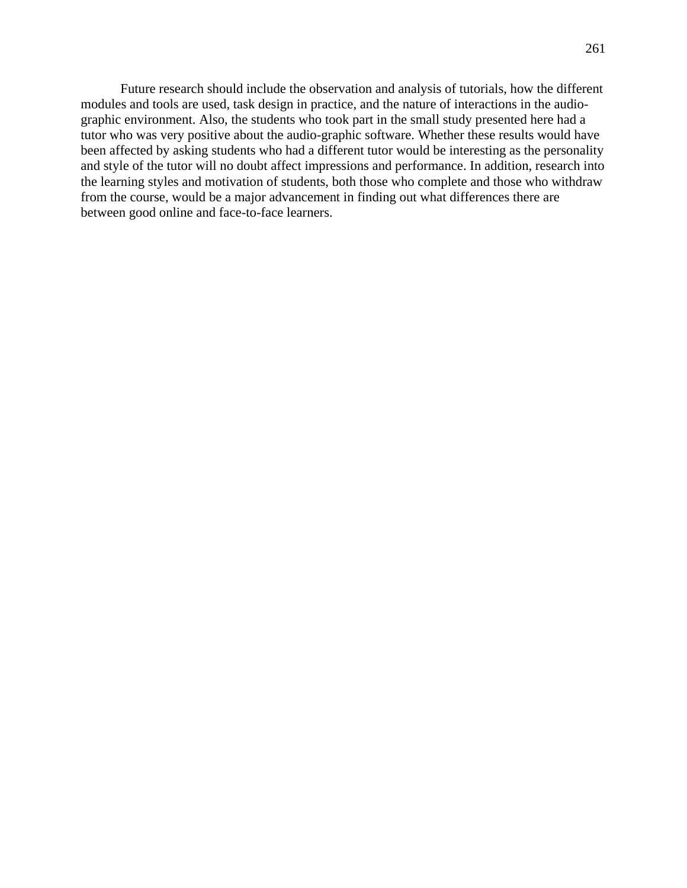Future research should include the observation and analysis of tutorials, how the different modules and tools are used, task design in practice, and the nature of interactions in the audio-graphic environment. Also, the students who took part in the small study presented here had a tutor who was very positive about the audio-graphic software. Whether these results would have been affected by asking students who had a different tutor would be interesting as the personality and style of the tutor will no doubt affect impressions and performance. In addition, research into the learning styles and motivation of students, both those who complete and those who withdraw from the course, would be a major advancement in finding out what differences there are between good online and face-to-face learners.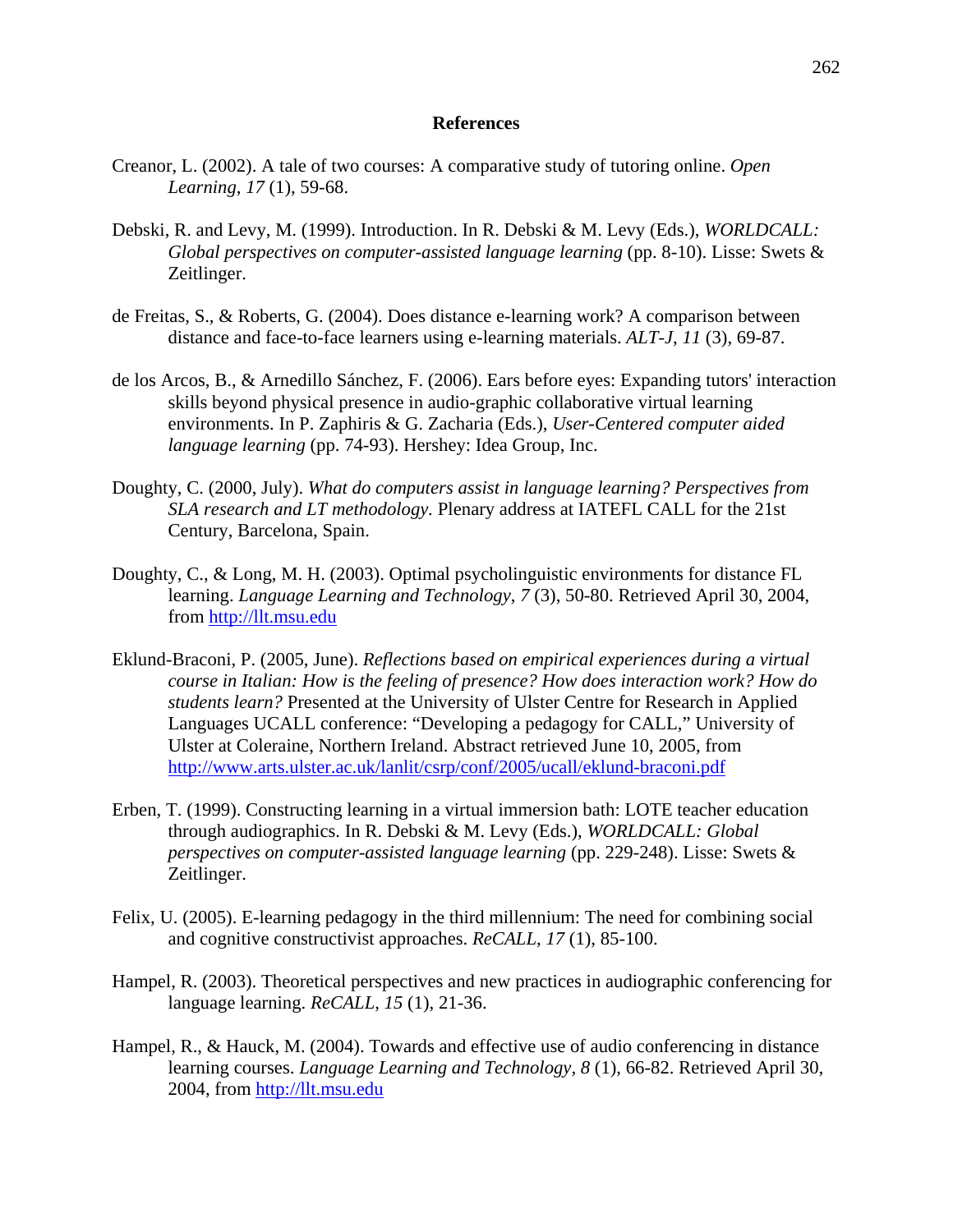## References

Creanor, L. (2002). A tale of two courses: A comparative study of tutoring online. *Open Learning*, *17* (1), 59-68.

Debski, R. and Levy, M. (1999). Introduction. In R. Debski & M. Levy (Eds.), *WORLDCALL: Global perspectives on computer-assisted language learning* (pp. 8-10). Lisse: Swets & Zeitlinger.

de Freitas, S., & Roberts, G. (2004). Does distance e-learning work? A comparison between distance and face-to-face learners using e-learning materials. *ALT-J*, *11* (3), 69-87.

de los Arcos, B., & Arnedillo Sánchez, F. (2006). Ears before eyes: Expanding tutors' interaction skills beyond physical presence in audio-graphic collaborative virtual learning environments. In P. Zaphiris & G. Zacharia (Eds.), *User-Centered computer aided language learning* (pp. 74-93). Hershey: Idea Group, Inc.

Doughty, C. (2000, July). *What do computers assist in language learning? Perspectives from SLA research and LT methodology.* Plenary address at IATEFL CALL for the 21st Century, Barcelona, Spain.

Doughty, C., & Long, M. H. (2003). Optimal psycholinguistic environments for distance FL learning. *Language Learning and Technology*, *7* (3), 50-80. Retrieved April 30, 2004, from http://llt.msu.edu

Eklund-Braconi, P. (2005, June). *Reflections based on empirical experiences during a virtual course in Italian: How is the feeling of presence? How does interaction work? How do students learn?* Presented at the University of Ulster Centre for Research in Applied Languages UCALL conference: "Developing a pedagogy for CALL," University of Ulster at Coleraine, Northern Ireland. Abstract retrieved June 10, 2005, from http://www.arts.ulster.ac.uk/lanlit/csrp/conf/2005/ucall/eklund-braconi.pdf

Erben, T. (1999). Constructing learning in a virtual immersion bath: LOTE teacher education through audiographics. In R. Debski & M. Levy (Eds.), *WORLDCALL: Global perspectives on computer-assisted language learning* (pp. 229-248). Lisse: Swets & Zeitlinger.

Felix, U. (2005). E-learning pedagogy in the third millennium: The need for combining social and cognitive constructivist approaches. *ReCALL*, *17* (1), 85-100.

Hampel, R. (2003). Theoretical perspectives and new practices in audiographic conferencing for language learning. *ReCALL*, *15* (1), 21-36.

Hampel, R., & Hauck, M. (2004). Towards and effective use of audio conferencing in distance learning courses. *Language Learning and Technology*, *8* (1), 66-82. Retrieved April 30, 2004, from http://llt.msu.edu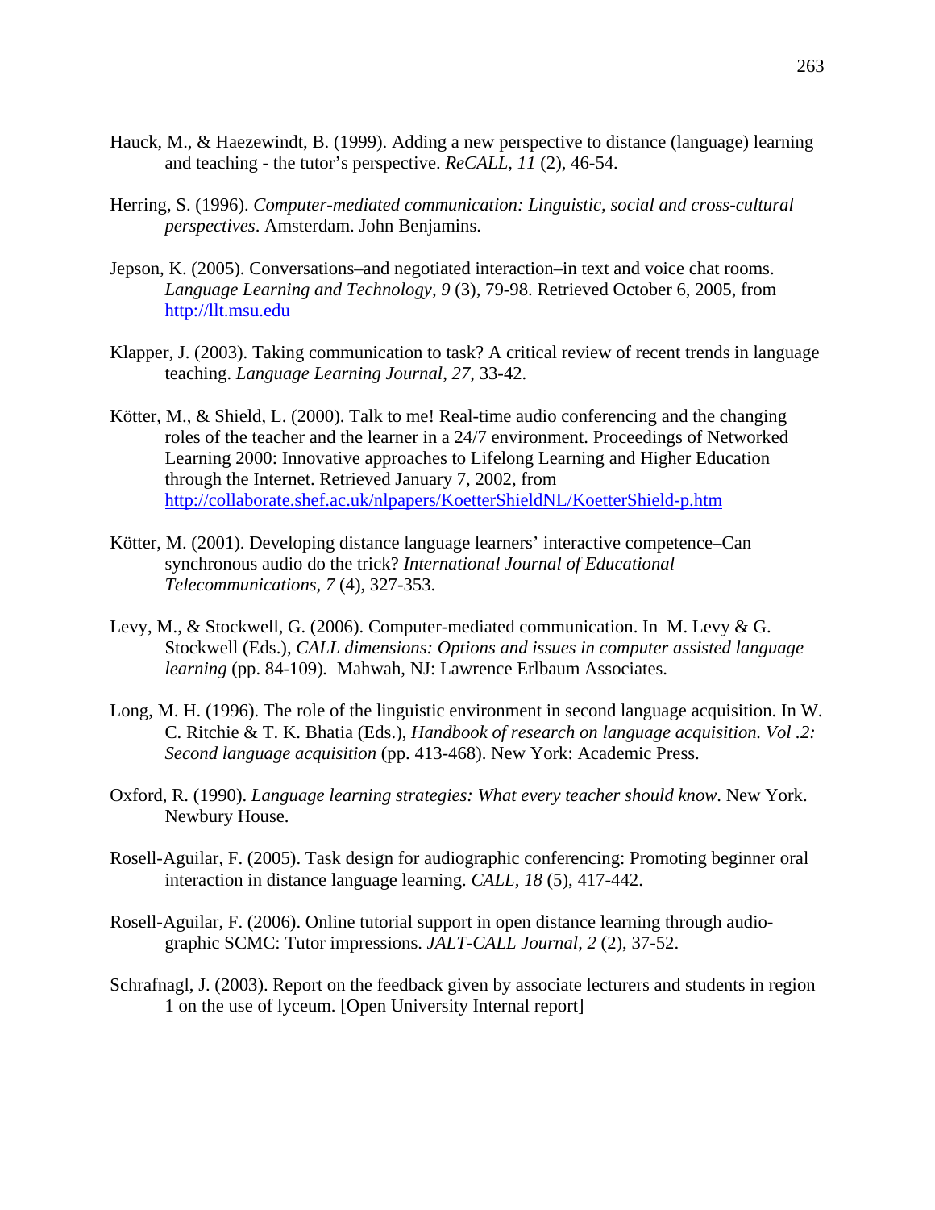Hauck, M., & Haezewindt, B. (1999). Adding a new perspective to distance (language) learning and teaching - the tutor's perspective. *ReCALL, 11* (2), 46-54.

Herring, S. (1996). *Computer-mediated communication: Linguistic, social and cross-cultural perspectives*. Amsterdam. John Benjamins.

Jepson, K. (2005). Conversations–and negotiated interaction–in text and voice chat rooms. *Language Learning and Technology*, *9* (3), 79-98. Retrieved October 6, 2005, from http://llt.msu.edu

Klapper, J. (2003). Taking communication to task? A critical review of recent trends in language teaching. *Language Learning Journal*, *27*, 33-42.

Kötter, M., & Shield, L. (2000). Talk to me! Real-time audio conferencing and the changing roles of the teacher and the learner in a 24/7 environment. Proceedings of Networked Learning 2000: Innovative approaches to Lifelong Learning and Higher Education through the Internet. Retrieved January 7, 2002, from http://collaborate.shef.ac.uk/nlpapers/KoetterShieldNL/KoetterShield-p.htm

Kötter, M. (2001). Developing distance language learners' interactive competence–Can synchronous audio do the trick? *International Journal of Educational Telecommunications, 7* (4), 327-353.

Levy, M., & Stockwell, G. (2006). Computer-mediated communication. In M. Levy & G. Stockwell (Eds.), *CALL dimensions: Options and issues in computer assisted language learning* (pp. 84-109). Mahwah, NJ: Lawrence Erlbaum Associates.

Long, M. H. (1996). The role of the linguistic environment in second language acquisition. In W. C. Ritchie & T. K. Bhatia (Eds.), *Handbook of research on language acquisition. Vol .2: Second language acquisition* (pp. 413-468). New York: Academic Press.

Oxford, R. (1990). *Language learning strategies: What every teacher should know*. New York. Newbury House.

Rosell-Aguilar, F. (2005). Task design for audiographic conferencing: Promoting beginner oral interaction in distance language learning. *CALL, 18* (5), 417-442.

Rosell-Aguilar, F. (2006). Online tutorial support in open distance learning through audio-graphic SCMC: Tutor impressions. *JALT-CALL Journal, 2* (2), 37-52.

Schrafnagl, J. (2003). Report on the feedback given by associate lecturers and students in region 1 on the use of lyceum. [Open University Internal report]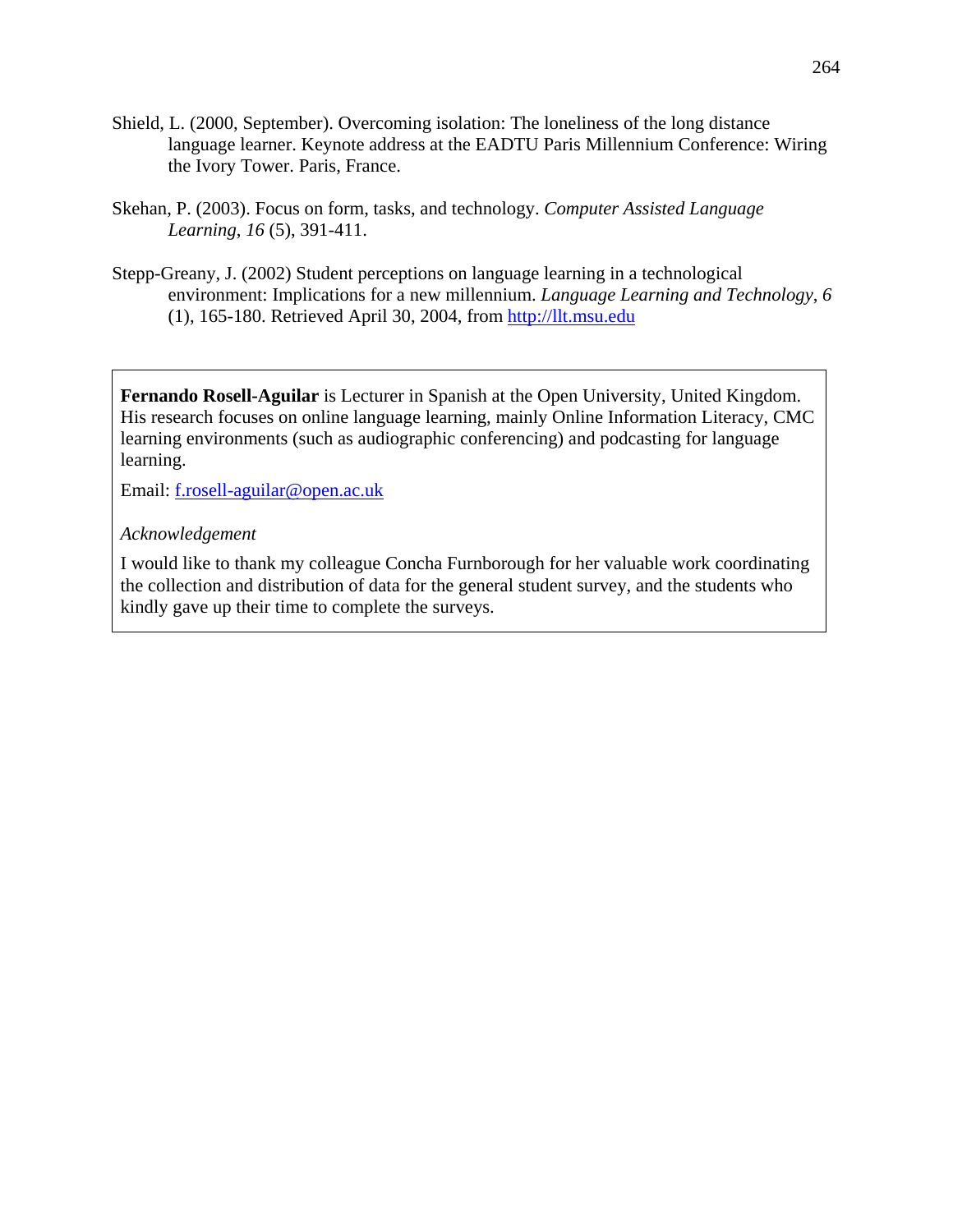Shield, L. (2000, September). Overcoming isolation: The loneliness of the long distance language learner. Keynote address at the EADTU Paris Millennium Conference: Wiring the Ivory Tower. Paris, France.

Skehan, P. (2003). Focus on form, tasks, and technology. *Computer Assisted Language Learning*, *16* (5), 391-411.

Stepp-Greany, J. (2002) Student perceptions on language learning in a technological environment: Implications for a new millennium. *Language Learning and Technology*, *6* (1), 165-180. Retrieved April 30, 2004, from http://llt.msu.edu

**Fernando Rosell-Aguilar** is Lecturer in Spanish at the Open University, United Kingdom. His research focuses on online language learning, mainly Online Information Literacy, CMC learning environments (such as audiographic conferencing) and podcasting for language learning.

Email: f.rosell-aguilar@open.ac.uk

*Acknowledgement*

I would like to thank my colleague Concha Furnborough for her valuable work coordinating the collection and distribution of data for the general student survey, and the students who kindly gave up their time to complete the surveys.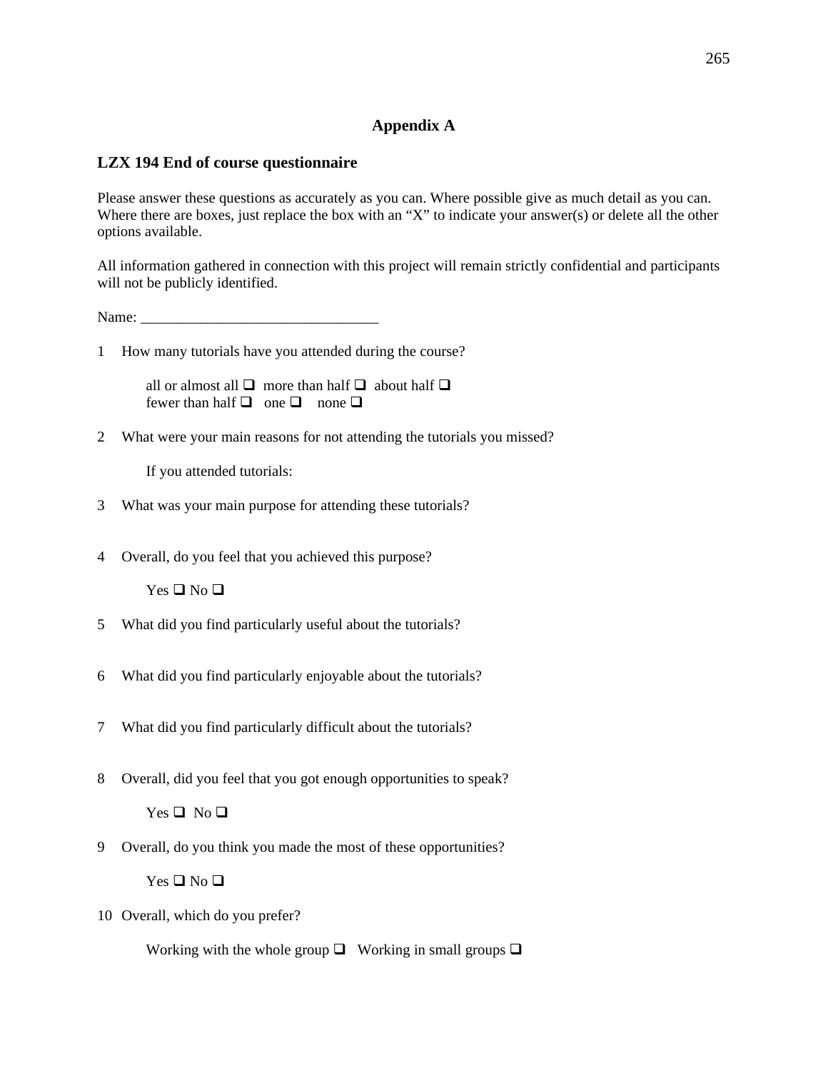# Appendix A

## LZX 194 End of course questionnaire

Please answer these questions as accurately as you can. Where possible give as much detail as you can. Where there are boxes, just replace the box with an "X" to indicate your answer(s) or delete all the other options available.

All information gathered in connection with this project will remain strictly confidential and participants will not be publicly identified.

Name: ________________________________

1 How many tutorials have you attended during the course?

   all or almost all ❑ more than half ❑ about half ❑
   fewer than half ❑ one ❑ none ❑

2 What were your main reasons for not attending the tutorials you missed?

   If you attended tutorials:

3 What was your main purpose for attending these tutorials?

4 Overall, do you feel that you achieved this purpose?

   Yes ❑ No ❑

5 What did you find particularly useful about the tutorials?

6 What did you find particularly enjoyable about the tutorials?

7 What did you find particularly difficult about the tutorials?

8 Overall, did you feel that you got enough opportunities to speak?

   Yes ❑ No ❑

9 Overall, do you think you made the most of these opportunities?

   Yes ❑ No ❑

10 Overall, which do you prefer?

   Working with the whole group ❑ Working in small groups ❑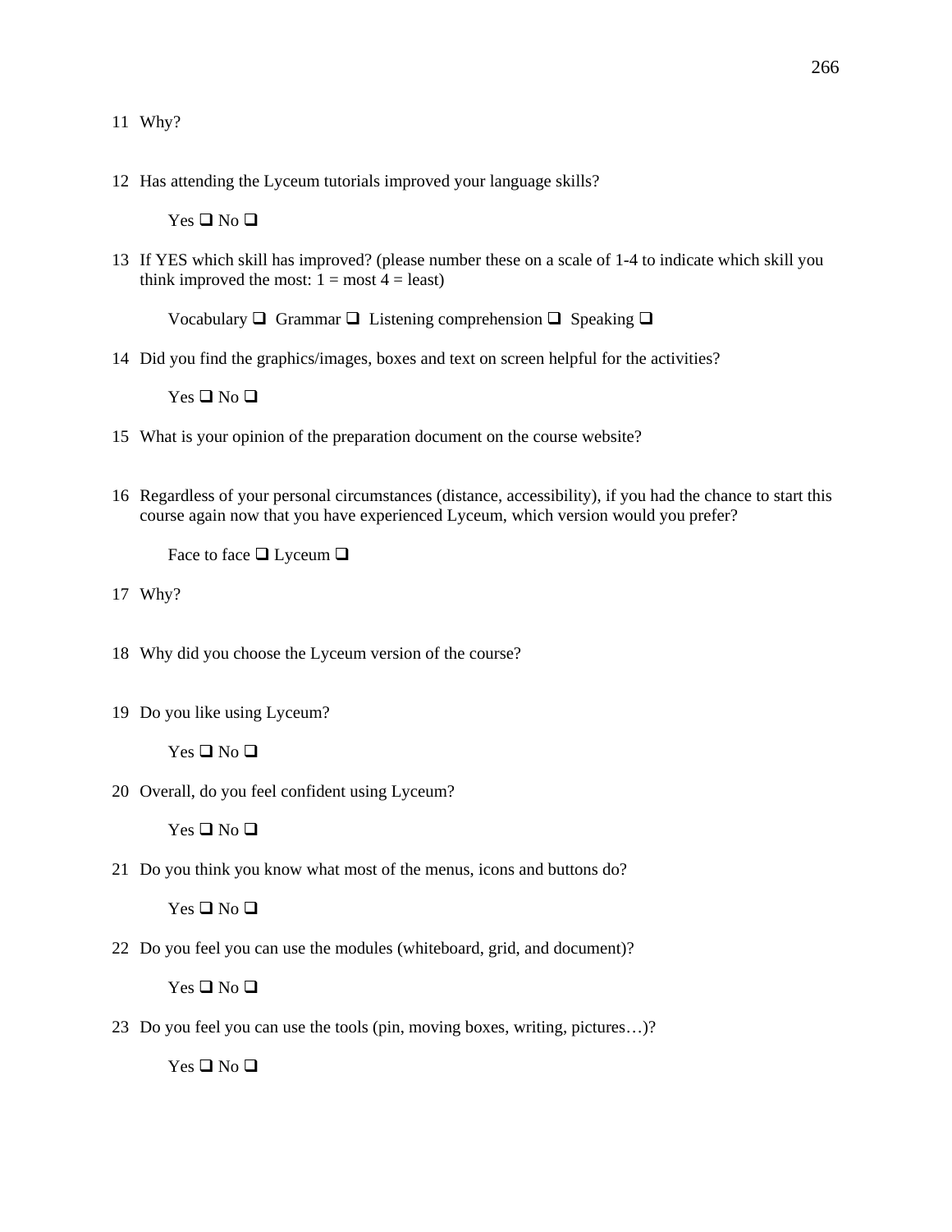11 Why?

12 Has attending the Lyceum tutorials improved your language skills?

Yes ❑ No ❑

13 If YES which skill has improved? (please number these on a scale of 1-4 to indicate which skill you think improved the most: 1 = most 4 = least)

Vocabulary ❑ Grammar ❑ Listening comprehension ❑ Speaking ❑

14 Did you find the graphics/images, boxes and text on screen helpful for the activities?

Yes ❑ No ❑

15 What is your opinion of the preparation document on the course website?

16 Regardless of your personal circumstances (distance, accessibility), if you had the chance to start this course again now that you have experienced Lyceum, which version would you prefer?

Face to face ❑ Lyceum ❑

17 Why?

18 Why did you choose the Lyceum version of the course?

19 Do you like using Lyceum?

Yes ❑ No ❑

20 Overall, do you feel confident using Lyceum?

Yes ❑ No ❑

21 Do you think you know what most of the menus, icons and buttons do?

Yes ❑ No ❑

22 Do you feel you can use the modules (whiteboard, grid, and document)?

Yes ❑ No ❑

23 Do you feel you can use the tools (pin, moving boxes, writing, pictures…)?

Yes ❑ No ❑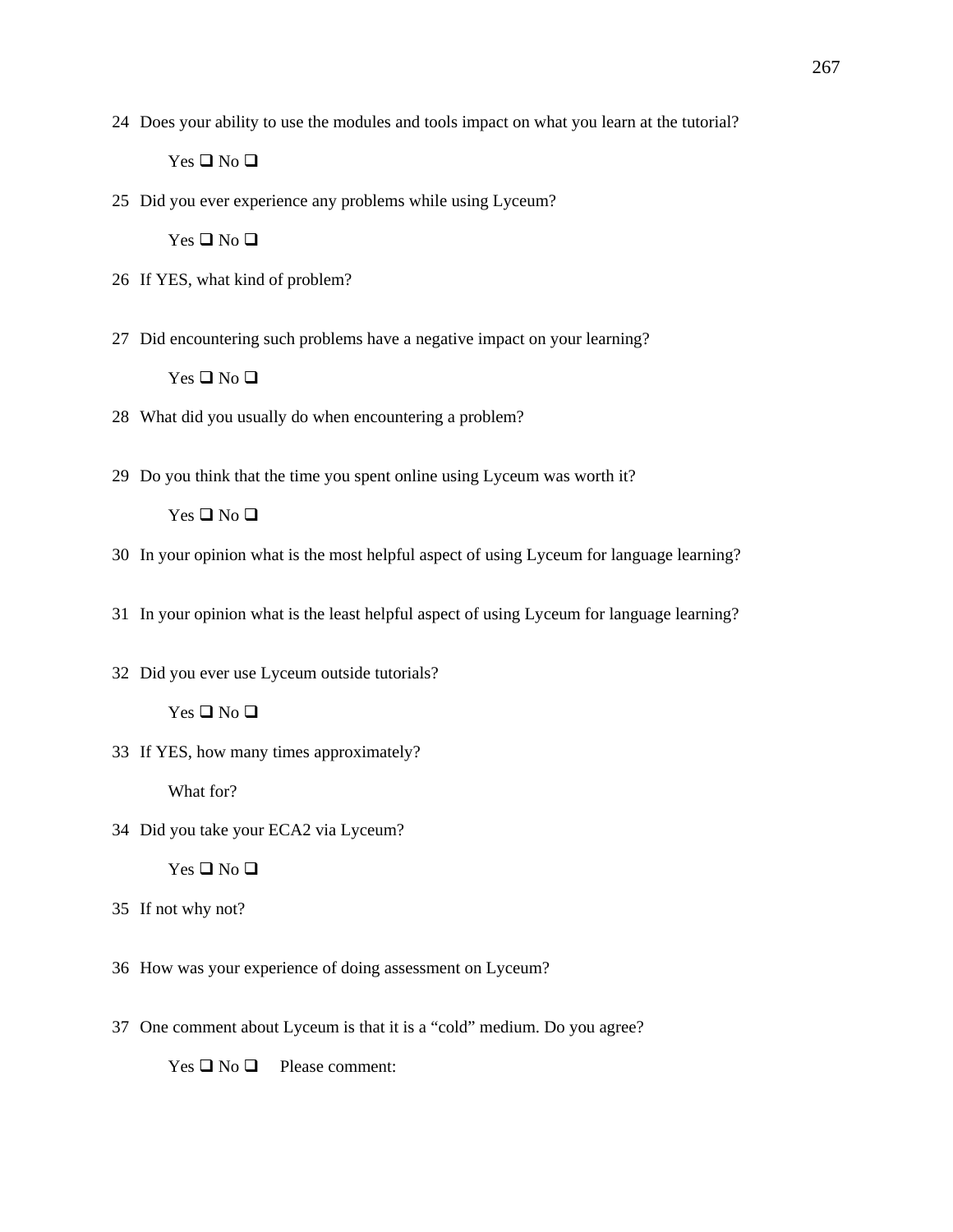24 Does your ability to use the modules and tools impact on what you learn at the tutorial?

Yes ❑ No ❑

25 Did you ever experience any problems while using Lyceum?

Yes ❑ No ❑

26 If YES, what kind of problem?

27 Did encountering such problems have a negative impact on your learning?

Yes ❑ No ❑

28 What did you usually do when encountering a problem?

29 Do you think that the time you spent online using Lyceum was worth it?

Yes ❑ No ❑

30 In your opinion what is the most helpful aspect of using Lyceum for language learning?

31 In your opinion what is the least helpful aspect of using Lyceum for language learning?

32 Did you ever use Lyceum outside tutorials?

Yes ❑ No ❑

33 If YES, how many times approximately?

What for?

34 Did you take your ECA2 via Lyceum?

Yes ❑ No ❑

35 If not why not?

36 How was your experience of doing assessment on Lyceum?

37 One comment about Lyceum is that it is a "cold" medium. Do you agree?

Yes ❑ No ❑ Please comment: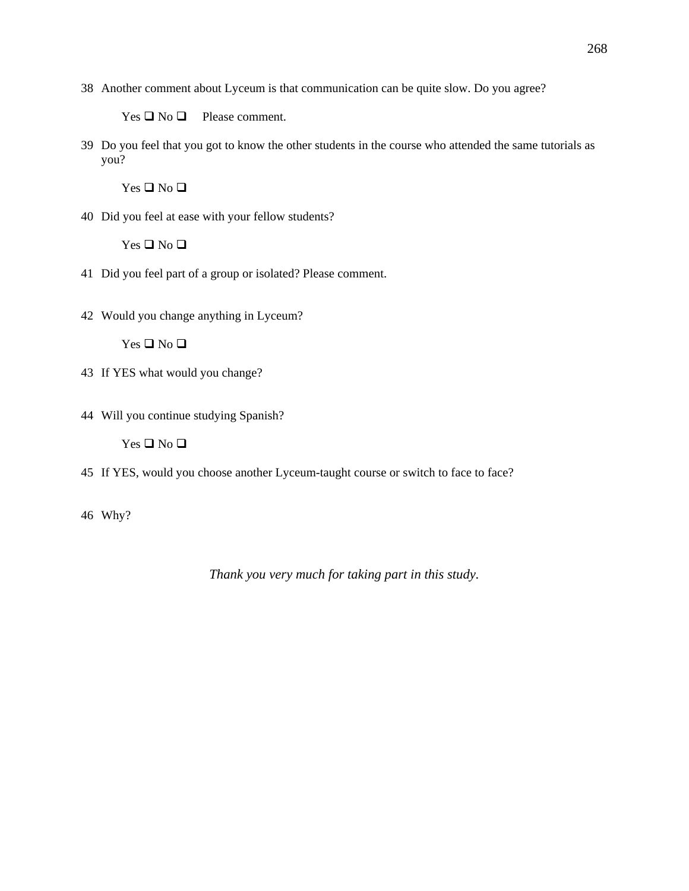38 Another comment about Lyceum is that communication can be quite slow. Do you agree?

Yes ❑ No ❑ Please comment.

39 Do you feel that you got to know the other students in the course who attended the same tutorials as you?

Yes ❑ No ❑

40 Did you feel at ease with your fellow students?

Yes ❑ No ❑

41 Did you feel part of a group or isolated? Please comment.

42 Would you change anything in Lyceum?

Yes ❑ No ❑

43 If YES what would you change?

44 Will you continue studying Spanish?

Yes ❑ No ❑

45 If YES, would you choose another Lyceum-taught course or switch to face to face?

46 Why?

*Thank you very much for taking part in this study.*